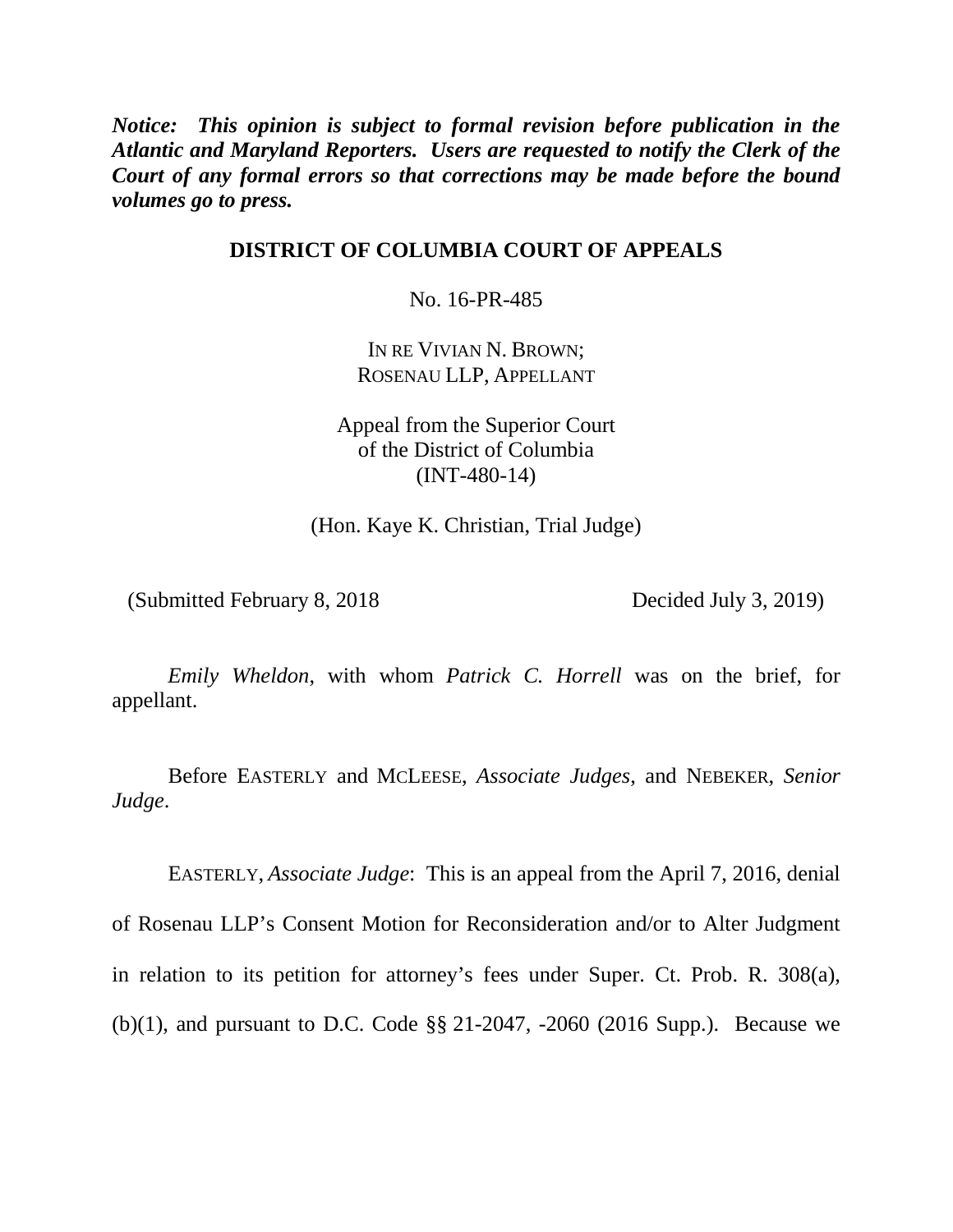***Notice: This opinion is subject to formal revision before publication in the Atlantic and Maryland Reporters. Users are requested to notify the Clerk of the Court of any formal errors so that corrections may be made before the bound volumes go to press.***

**DISTRICT OF COLUMBIA COURT OF APPEALS**

No. 16-PR-485

IN RE VIVIAN N. BROWN;
ROSENAU LLP, APPELLANT

Appeal from the Superior Court
of the District of Columbia
(INT-480-14)

(Hon. Kaye K. Christian, Trial Judge)

(Submitted February 8, 2018 Decided July 3, 2019)

*Emily Wheldon*, with whom *Patrick C. Horrell* was on the brief, for appellant.

Before EASTERLY and MCLEESE, *Associate Judges*, and NEBEKER, *Senior Judge*.

EASTERLY, *Associate Judge*: This is an appeal from the April 7, 2016, denial of Rosenau LLP's Consent Motion for Reconsideration and/or to Alter Judgment in relation to its petition for attorney's fees under Super. Ct. Prob. R. 308(a), (b)(1), and pursuant to D.C. Code §§ 21-2047, -2060 (2016 Supp.). Because we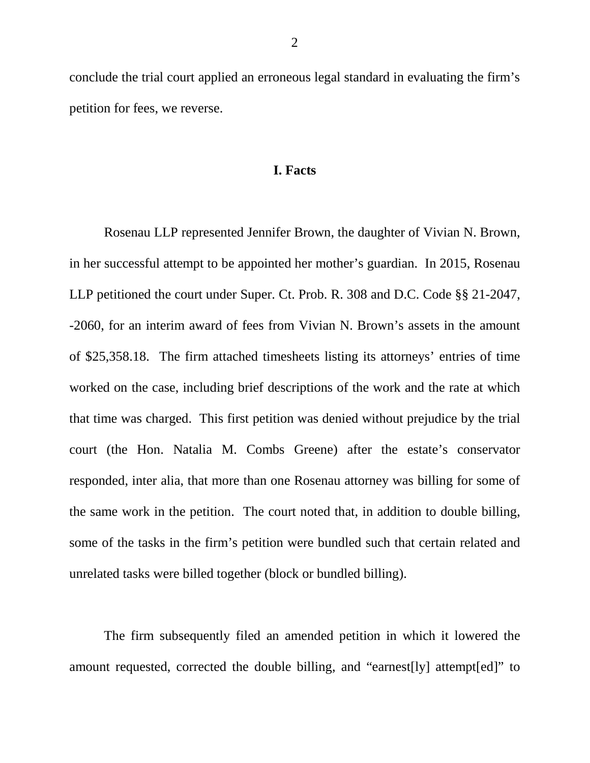conclude the trial court applied an erroneous legal standard in evaluating the firm's petition for fees, we reverse.

## I. Facts

Rosenau LLP represented Jennifer Brown, the daughter of Vivian N. Brown, in her successful attempt to be appointed her mother's guardian. In 2015, Rosenau LLP petitioned the court under Super. Ct. Prob. R. 308 and D.C. Code §§ 21-2047, -2060, for an interim award of fees from Vivian N. Brown's assets in the amount of $25,358.18. The firm attached timesheets listing its attorneys' entries of time worked on the case, including brief descriptions of the work and the rate at which that time was charged. This first petition was denied without prejudice by the trial court (the Hon. Natalia M. Combs Greene) after the estate's conservator responded, inter alia, that more than one Rosenau attorney was billing for some of the same work in the petition. The court noted that, in addition to double billing, some of the tasks in the firm's petition were bundled such that certain related and unrelated tasks were billed together (block or bundled billing).

The firm subsequently filed an amended petition in which it lowered the amount requested, corrected the double billing, and "earnest[ly] attempt[ed]" to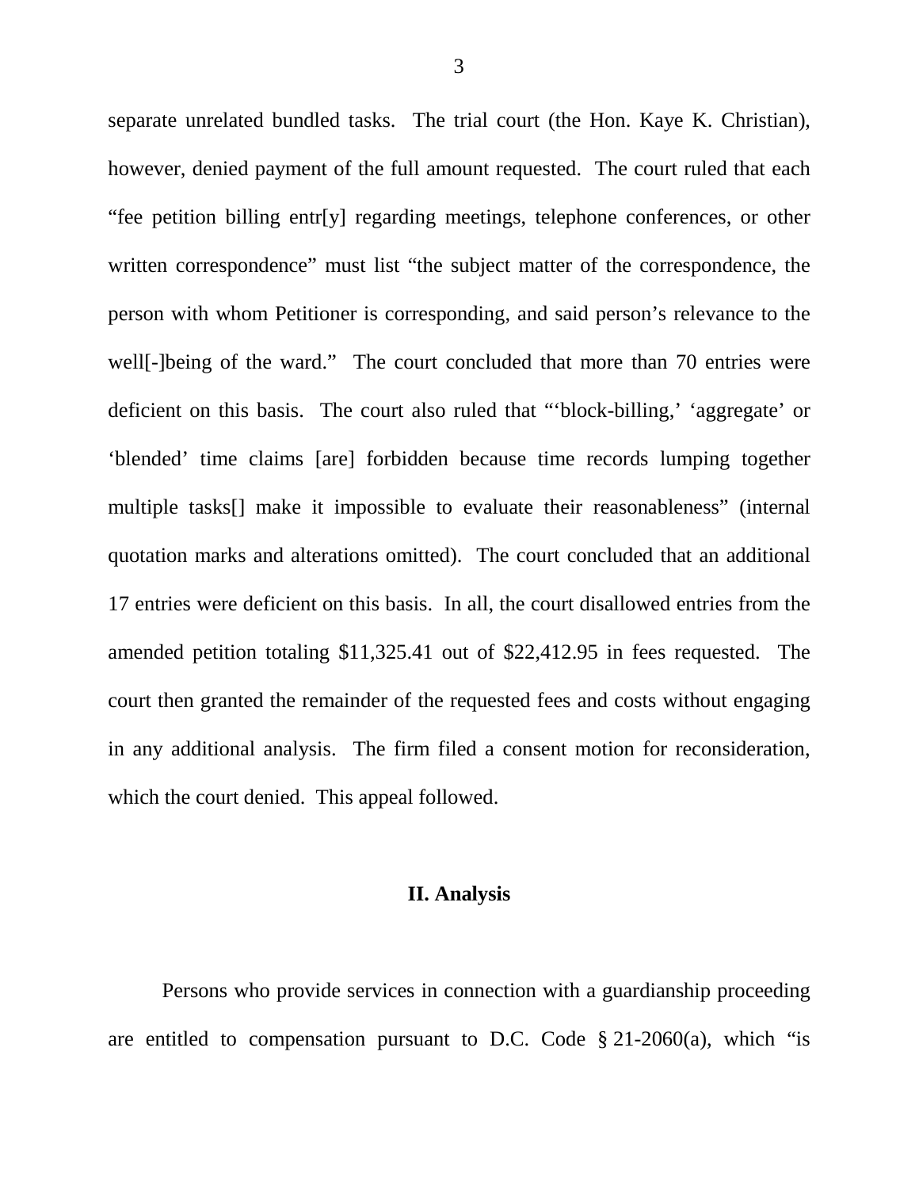separate unrelated bundled tasks. The trial court (the Hon. Kaye K. Christian), however, denied payment of the full amount requested. The court ruled that each "fee petition billing entr[y] regarding meetings, telephone conferences, or other written correspondence" must list "the subject matter of the correspondence, the person with whom Petitioner is corresponding, and said person's relevance to the well[-]being of the ward." The court concluded that more than 70 entries were deficient on this basis. The court also ruled that "'block-billing,' 'aggregate' or 'blended' time claims [are] forbidden because time records lumping together multiple tasks[] make it impossible to evaluate their reasonableness" (internal quotation marks and alterations omitted). The court concluded that an additional 17 entries were deficient on this basis. In all, the court disallowed entries from the amended petition totaling $11,325.41 out of $22,412.95 in fees requested. The court then granted the remainder of the requested fees and costs without engaging in any additional analysis. The firm filed a consent motion for reconsideration, which the court denied. This appeal followed.

## II. Analysis

Persons who provide services in connection with a guardianship proceeding are entitled to compensation pursuant to D.C. Code § 21-2060(a), which "is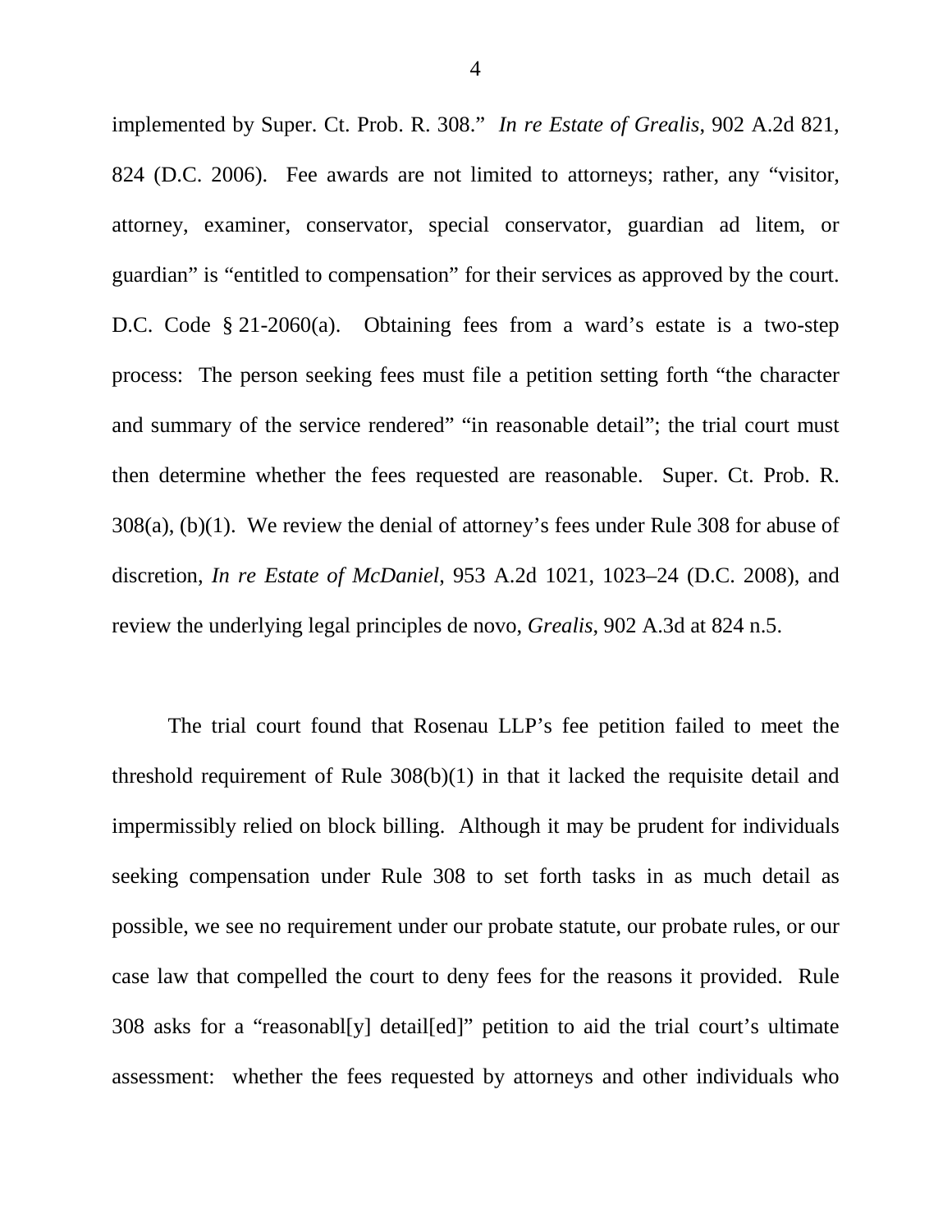implemented by Super. Ct. Prob. R. 308." *In re Estate of Grealis*, 902 A.2d 821, 824 (D.C. 2006). Fee awards are not limited to attorneys; rather, any "visitor, attorney, examiner, conservator, special conservator, guardian ad litem, or guardian" is "entitled to compensation" for their services as approved by the court. D.C. Code § 21-2060(a). Obtaining fees from a ward's estate is a two-step process: The person seeking fees must file a petition setting forth "the character and summary of the service rendered" "in reasonable detail"; the trial court must then determine whether the fees requested are reasonable. Super. Ct. Prob. R. 308(a), (b)(1). We review the denial of attorney's fees under Rule 308 for abuse of discretion, *In re Estate of McDaniel*, 953 A.2d 1021, 1023–24 (D.C. 2008), and review the underlying legal principles de novo, *Grealis*, 902 A.3d at 824 n.5.

The trial court found that Rosenau LLP's fee petition failed to meet the threshold requirement of Rule 308(b)(1) in that it lacked the requisite detail and impermissibly relied on block billing. Although it may be prudent for individuals seeking compensation under Rule 308 to set forth tasks in as much detail as possible, we see no requirement under our probate statute, our probate rules, or our case law that compelled the court to deny fees for the reasons it provided. Rule 308 asks for a "reasonabl[y] detail[ed]" petition to aid the trial court's ultimate assessment: whether the fees requested by attorneys and other individuals who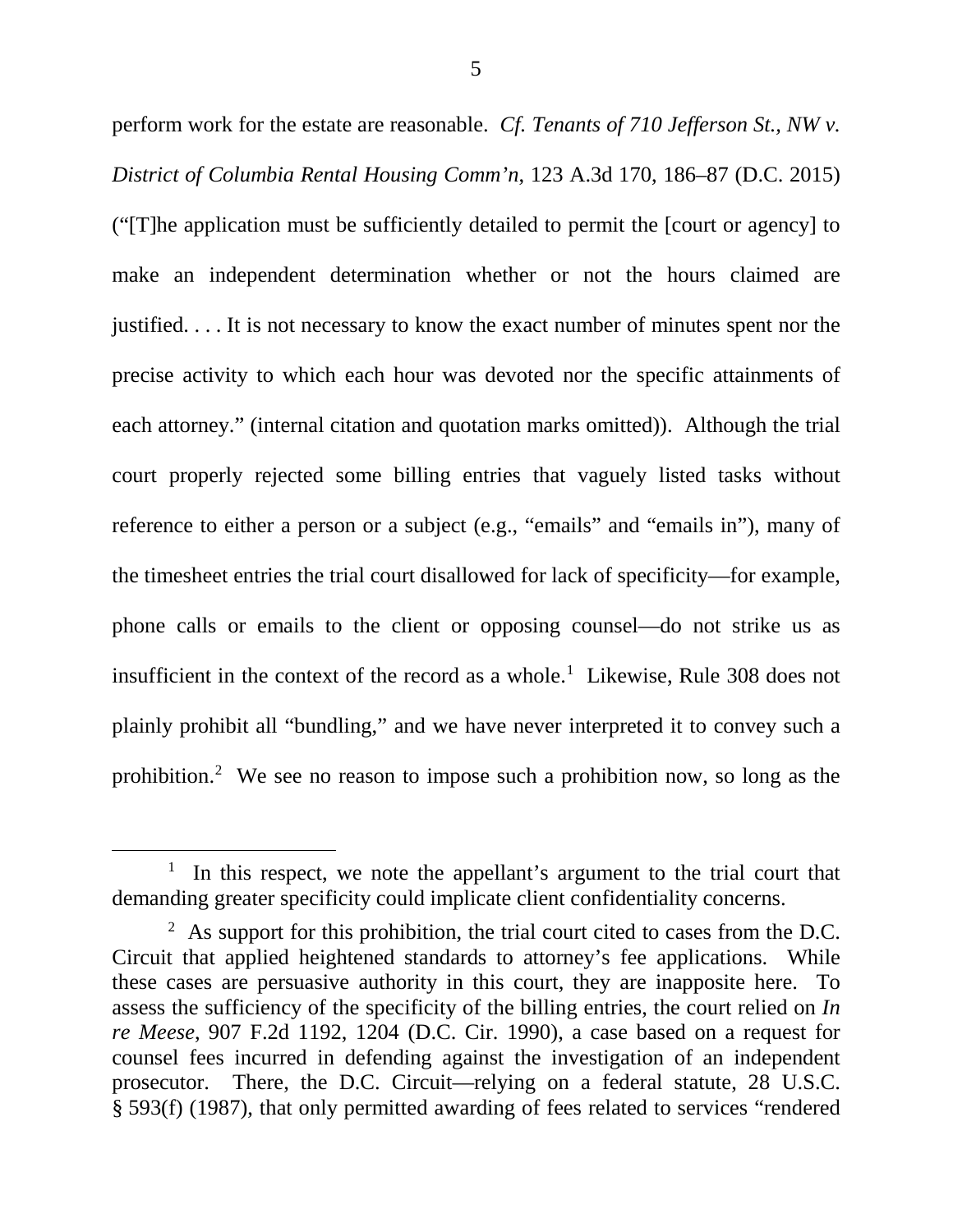perform work for the estate are reasonable. *Cf. Tenants of 710 Jefferson St., NW v. District of Columbia Rental Housing Comm'n*, 123 A.3d 170, 186–87 (D.C. 2015) ("[T]he application must be sufficiently detailed to permit the [court or agency] to make an independent determination whether or not the hours claimed are justified. . . . It is not necessary to know the exact number of minutes spent nor the precise activity to which each hour was devoted nor the specific attainments of each attorney." (internal citation and quotation marks omitted)). Although the trial court properly rejected some billing entries that vaguely listed tasks without reference to either a person or a subject (e.g., "emails" and "emails in"), many of the timesheet entries the trial court disallowed for lack of specificity—for example, phone calls or emails to the client or opposing counsel—do not strike us as insufficient in the context of the record as a whole.[1] Likewise, Rule 308 does not plainly prohibit all "bundling," and we have never interpreted it to convey such a prohibition.[2] We see no reason to impose such a prohibition now, so long as the

---

[1] In this respect, we note the appellant's argument to the trial court that demanding greater specificity could implicate client confidentiality concerns.

[2] As support for this prohibition, the trial court cited to cases from the D.C. Circuit that applied heightened standards to attorney's fee applications. While these cases are persuasive authority in this court, they are inapposite here. To assess the sufficiency of the specificity of the billing entries, the court relied on *In re Meese*, 907 F.2d 1192, 1204 (D.C. Cir. 1990), a case based on a request for counsel fees incurred in defending against the investigation of an independent prosecutor. There, the D.C. Circuit—relying on a federal statute, 28 U.S.C. § 593(f) (1987), that only permitted awarding of fees related to services "rendered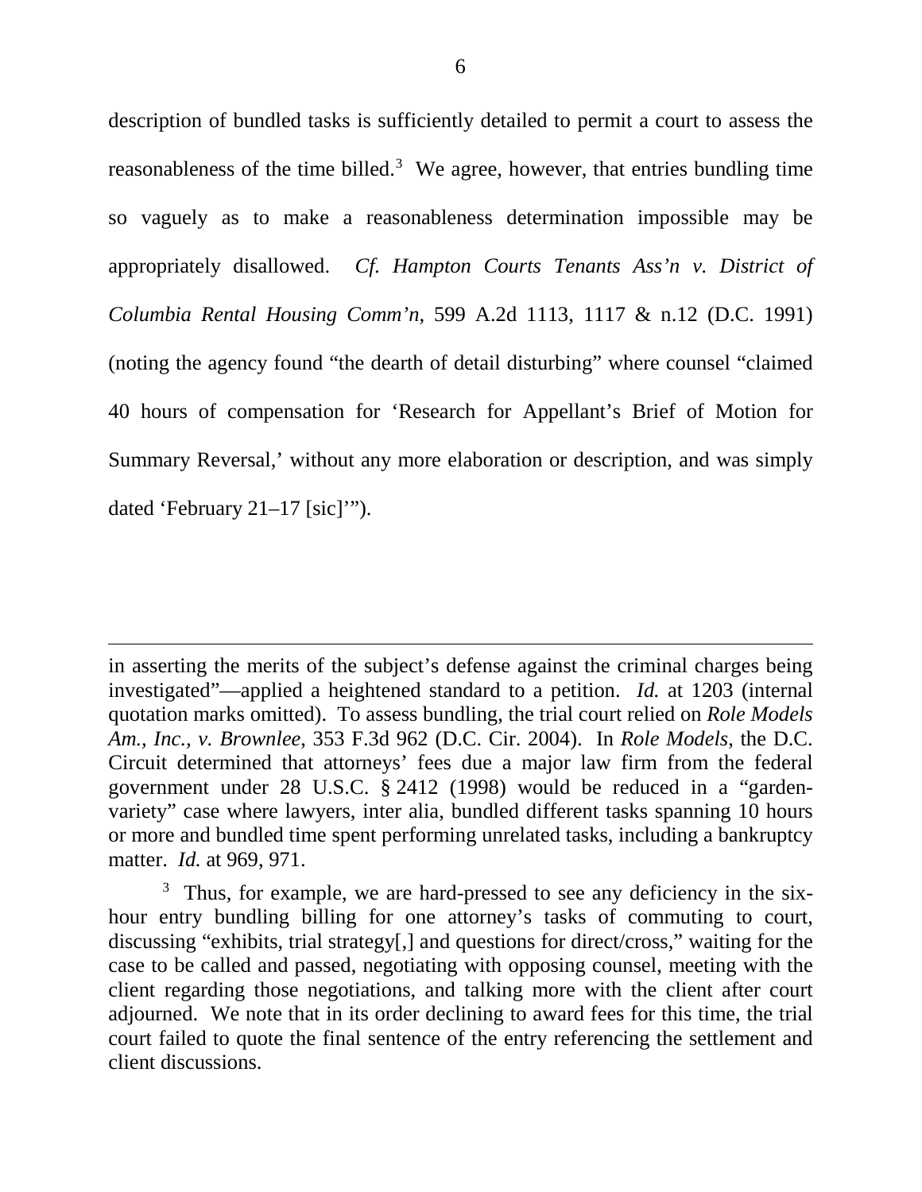description of bundled tasks is sufficiently detailed to permit a court to assess the reasonableness of the time billed.[3] We agree, however, that entries bundling time so vaguely as to make a reasonableness determination impossible may be appropriately disallowed. *Cf. Hampton Courts Tenants Ass'n v. District of Columbia Rental Housing Comm'n*, 599 A.2d 1113, 1117 & n.12 (D.C. 1991) (noting the agency found "the dearth of detail disturbing" where counsel "claimed 40 hours of compensation for 'Research for Appellant's Brief of Motion for Summary Reversal,' without any more elaboration or description, and was simply dated 'February 21–17 [sic]'").

---

in asserting the merits of the subject's defense against the criminal charges being investigated"—applied a heightened standard to a petition. *Id.* at 1203 (internal quotation marks omitted). To assess bundling, the trial court relied on *Role Models Am., Inc., v. Brownlee*, 353 F.3d 962 (D.C. Cir. 2004). In *Role Models*, the D.C. Circuit determined that attorneys' fees due a major law firm from the federal government under 28 U.S.C. § 2412 (1998) would be reduced in a "garden-variety" case where lawyers, inter alia, bundled different tasks spanning 10 hours or more and bundled time spent performing unrelated tasks, including a bankruptcy matter. *Id.* at 969, 971.

[3] Thus, for example, we are hard-pressed to see any deficiency in the six-hour entry bundling billing for one attorney's tasks of commuting to court, discussing "exhibits, trial strategy[,] and questions for direct/cross," waiting for the case to be called and passed, negotiating with opposing counsel, meeting with the client regarding those negotiations, and talking more with the client after court adjourned. We note that in its order declining to award fees for this time, the trial court failed to quote the final sentence of the entry referencing the settlement and client discussions.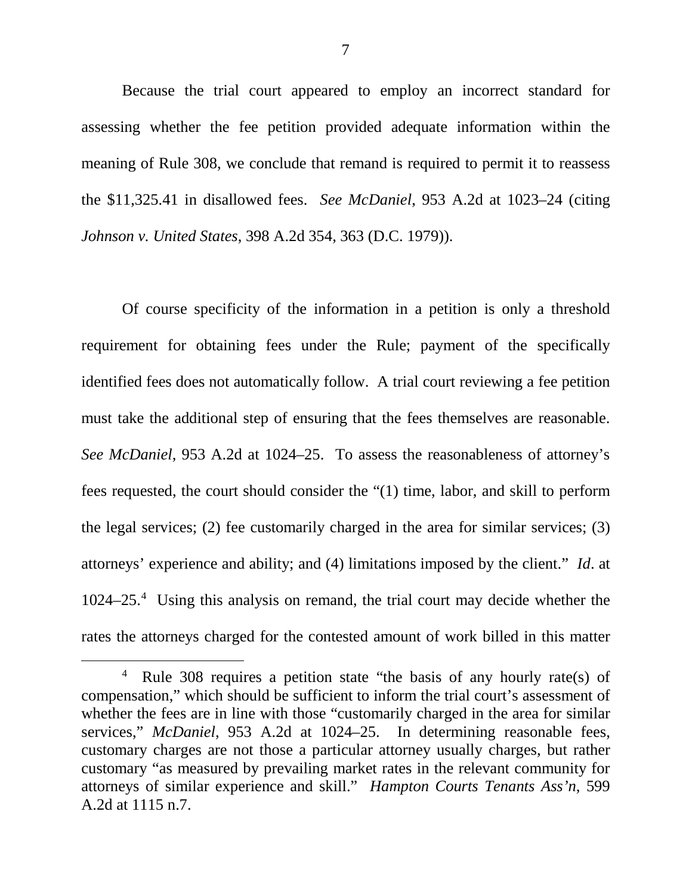Because the trial court appeared to employ an incorrect standard for assessing whether the fee petition provided adequate information within the meaning of Rule 308, we conclude that remand is required to permit it to reassess the $11,325.41 in disallowed fees. *See McDaniel*, 953 A.2d at 1023–24 (citing *Johnson v. United States*, 398 A.2d 354, 363 (D.C. 1979)).

Of course specificity of the information in a petition is only a threshold requirement for obtaining fees under the Rule; payment of the specifically identified fees does not automatically follow. A trial court reviewing a fee petition must take the additional step of ensuring that the fees themselves are reasonable. *See McDaniel*, 953 A.2d at 1024–25. To assess the reasonableness of attorney's fees requested, the court should consider the "(1) time, labor, and skill to perform the legal services; (2) fee customarily charged in the area for similar services; (3) attorneys' experience and ability; and (4) limitations imposed by the client." *Id*. at 1024–25.[4] Using this analysis on remand, the trial court may decide whether the rates the attorneys charged for the contested amount of work billed in this matter

[4] Rule 308 requires a petition state "the basis of any hourly rate(s) of compensation," which should be sufficient to inform the trial court's assessment of whether the fees are in line with those "customarily charged in the area for similar services," *McDaniel*, 953 A.2d at 1024–25. In determining reasonable fees, customary charges are not those a particular attorney usually charges, but rather customary "as measured by prevailing market rates in the relevant community for attorneys of similar experience and skill." *Hampton Courts Tenants Ass'n*, 599 A.2d at 1115 n.7.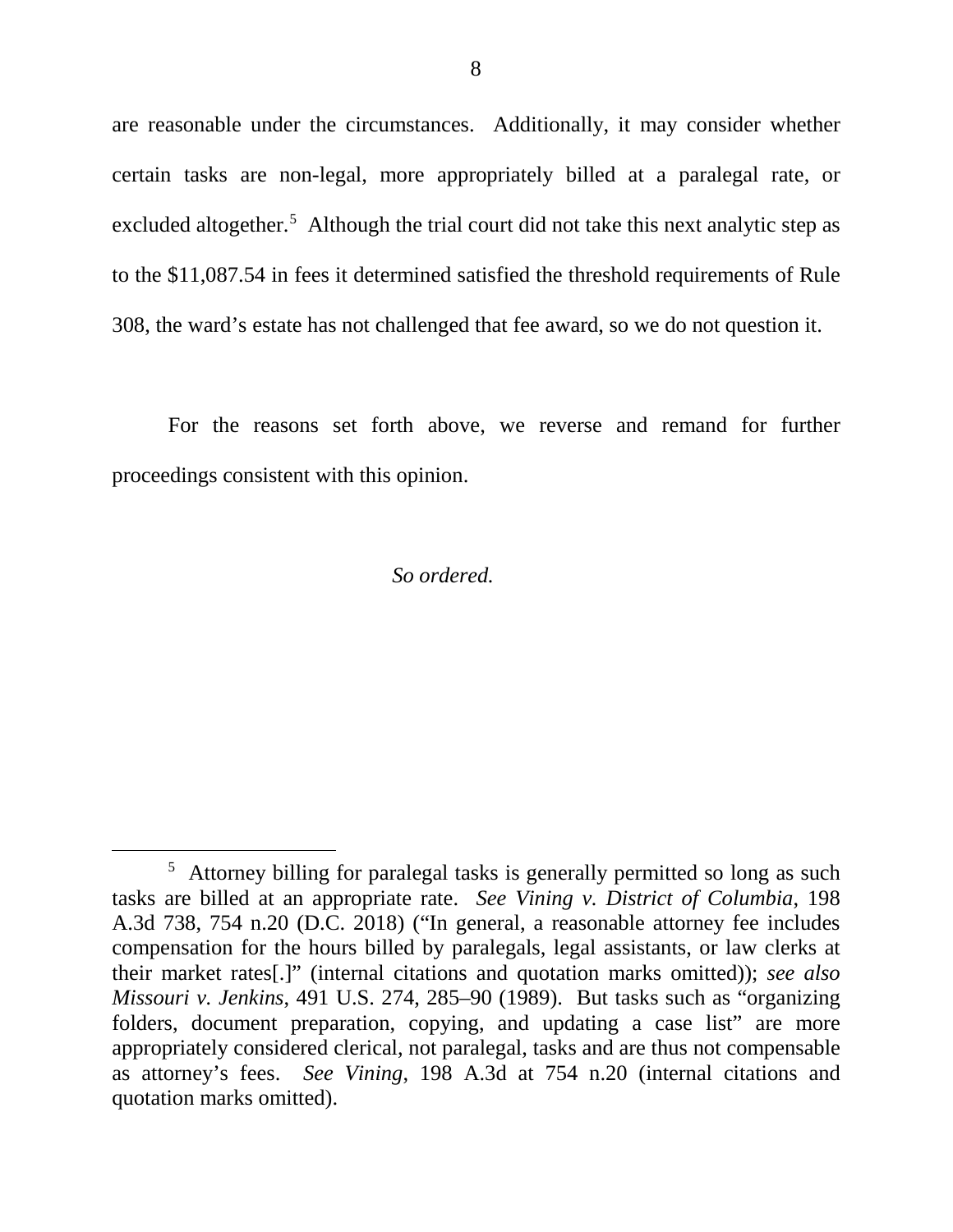are reasonable under the circumstances. Additionally, it may consider whether certain tasks are non-legal, more appropriately billed at a paralegal rate, or excluded altogether.[5] Although the trial court did not take this next analytic step as to the $11,087.54 in fees it determined satisfied the threshold requirements of Rule 308, the ward's estate has not challenged that fee award, so we do not question it.

For the reasons set forth above, we reverse and remand for further proceedings consistent with this opinion.

*So ordered.*

---

[5] Attorney billing for paralegal tasks is generally permitted so long as such tasks are billed at an appropriate rate. *See Vining v. District of Columbia*, 198 A.3d 738, 754 n.20 (D.C. 2018) ("In general, a reasonable attorney fee includes compensation for the hours billed by paralegals, legal assistants, or law clerks at their market rates[.]" (internal citations and quotation marks omitted)); *see also Missouri v. Jenkins*, 491 U.S. 274, 285–90 (1989). But tasks such as "organizing folders, document preparation, copying, and updating a case list" are more appropriately considered clerical, not paralegal, tasks and are thus not compensable as attorney's fees. *See Vining*, 198 A.3d at 754 n.20 (internal citations and quotation marks omitted).